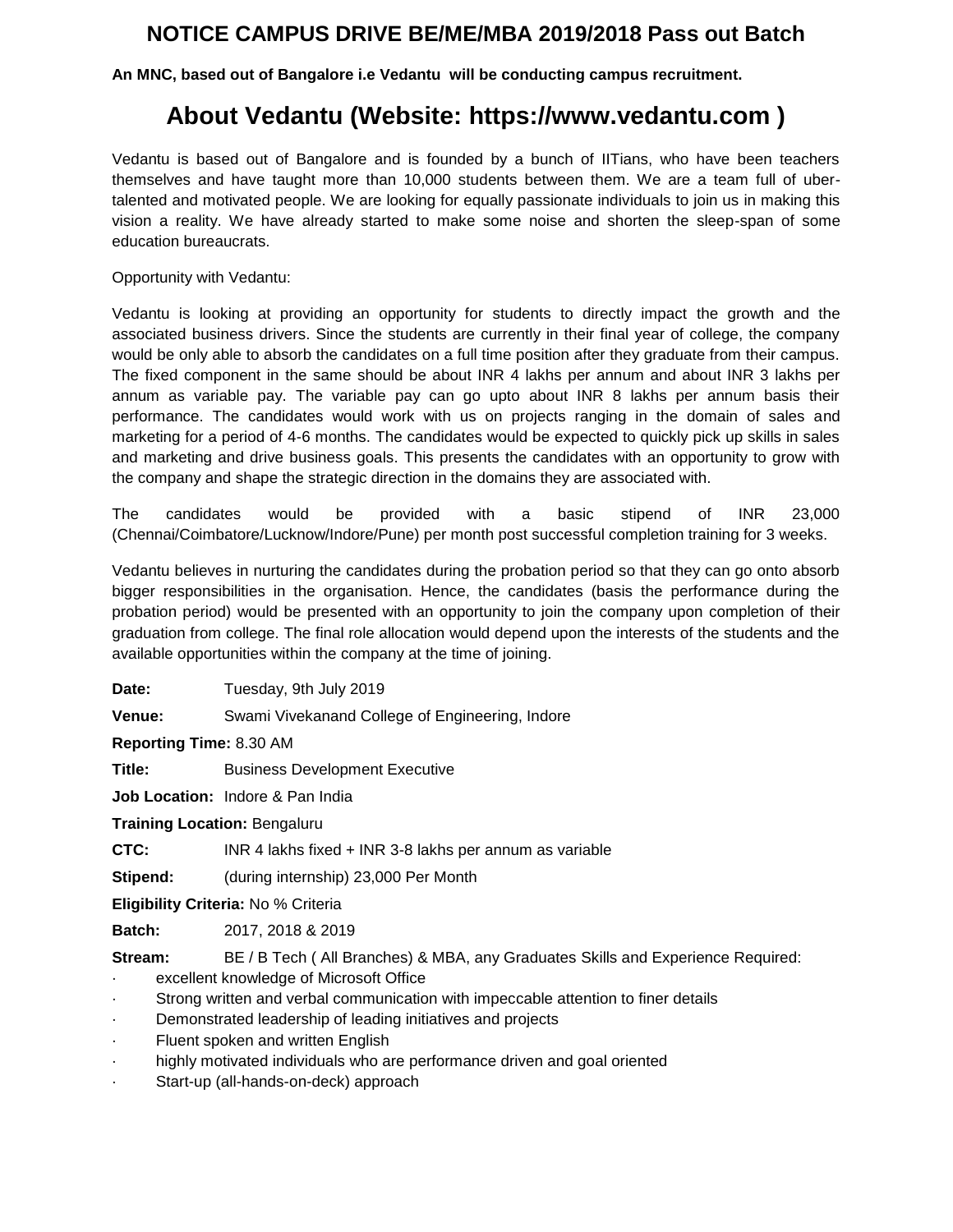# NOTICE CAMPUS DRIVE BE/ME/MBA 2019/2018 Pass out Batch

**An MNC, based out of Bangalore i.e Vedantu will be conducting campus recruitment.**

# About Vedantu (Website: https://www.vedantu.com )

Vedantu is based out of Bangalore and is founded by a bunch of IITians, who have been teachers themselves and have taught more than 10,000 students between them. We are a team full of uber-talented and motivated people. We are looking for equally passionate individuals to join us in making this vision a reality. We have already started to make some noise and shorten the sleep-span of some education bureaucrats.

Opportunity with Vedantu:

Vedantu is looking at providing an opportunity for students to directly impact the growth and the associated business drivers. Since the students are currently in their final year of college, the company would be only able to absorb the candidates on a full time position after they graduate from their campus. The fixed component in the same should be about INR 4 lakhs per annum and about INR 3 lakhs per annum as variable pay. The variable pay can go upto about INR 8 lakhs per annum basis their performance. The candidates would work with us on projects ranging in the domain of sales and marketing for a period of 4-6 months. The candidates would be expected to quickly pick up skills in sales and marketing and drive business goals. This presents the candidates with an opportunity to grow with the company and shape the strategic direction in the domains they are associated with.

The candidates would be provided with a basic stipend of INR 23,000 (Chennai/Coimbatore/Lucknow/Indore/Pune) per month post successful completion training for 3 weeks.

Vedantu believes in nurturing the candidates during the probation period so that they can go onto absorb bigger responsibilities in the organisation. Hence, the candidates (basis the performance during the probation period) would be presented with an opportunity to join the company upon completion of their graduation from college. The final role allocation would depend upon the interests of the students and the available opportunities within the company at the time of joining.

**Date:** Tuesday, 9th July 2019

**Venue:** Swami Vivekanand College of Engineering, Indore

**Reporting Time:** 8.30 AM

**Title:** Business Development Executive

**Job Location:** Indore & Pan India

**Training Location:** Bengaluru

**CTC:** INR 4 lakhs fixed + INR 3-8 lakhs per annum as variable

**Stipend:** (during internship) 23,000 Per Month

**Eligibility Criteria:** No % Criteria

**Batch:** 2017, 2018 & 2019

**Stream:** BE / B Tech ( All Branches) & MBA, any Graduates Skills and Experience Required:

- excellent knowledge of Microsoft Office
- Strong written and verbal communication with impeccable attention to finer details
- Demonstrated leadership of leading initiatives and projects
- Fluent spoken and written English
- highly motivated individuals who are performance driven and goal oriented
- Start-up (all-hands-on-deck) approach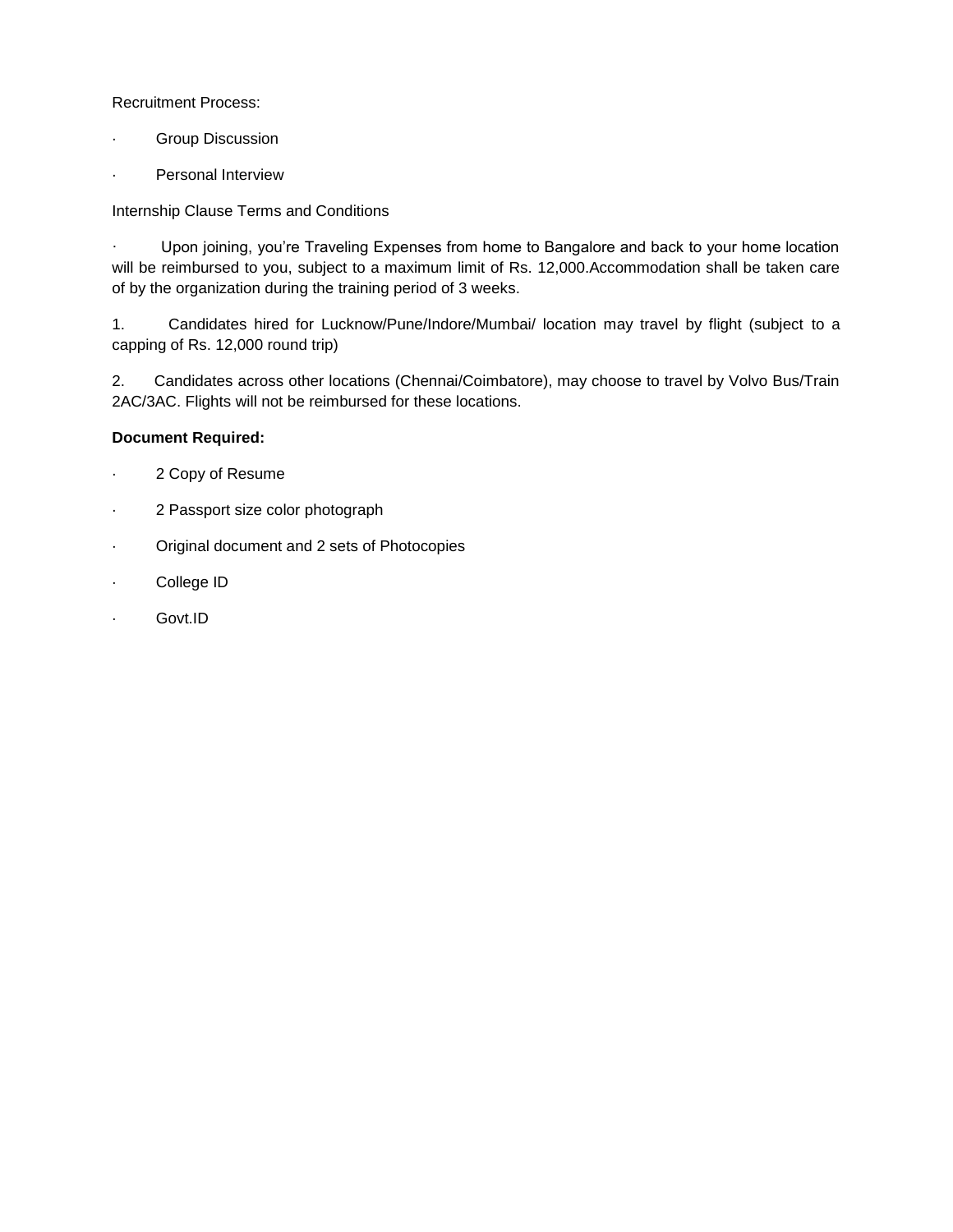Recruitment Process:

- Group Discussion
- Personal Interview

Internship Clause Terms and Conditions

- Upon joining, you're Traveling Expenses from home to Bangalore and back to your home location will be reimbursed to you, subject to a maximum limit of Rs. 12,000.Accommodation shall be taken care of by the organization during the training period of 3 weeks.

1. Candidates hired for Lucknow/Pune/Indore/Mumbai/ location may travel by flight (subject to a capping of Rs. 12,000 round trip)

2. Candidates across other locations (Chennai/Coimbatore), may choose to travel by Volvo Bus/Train 2AC/3AC. Flights will not be reimbursed for these locations.

**Document Required:**

- 2 Copy of Resume
- 2 Passport size color photograph
- Original document and 2 sets of Photocopies
- College ID
- Govt.ID